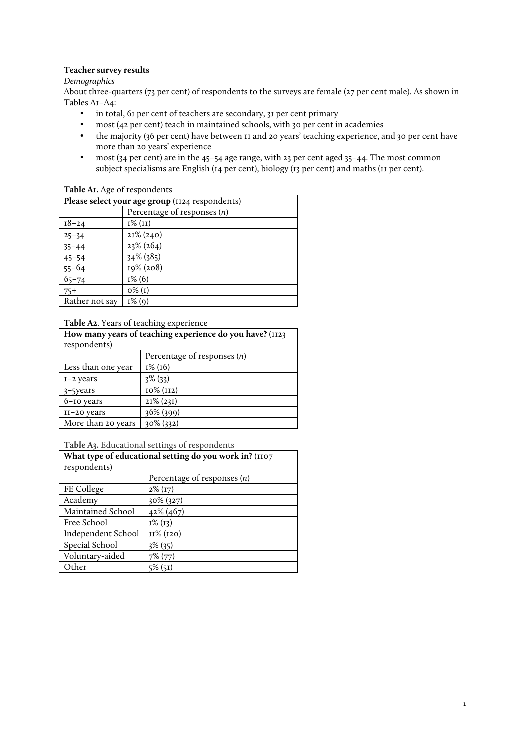**Teacher survey results**

*Demographics*

About three-quarters (73 per cent) of respondents to the surveys are female (27 per cent male). As shown in Tables A1–A4:

- in total, 61 per cent of teachers are secondary, 31 per cent primary
- most (42 per cent) teach in maintained schools, with 30 per cent in academies
- the majority (36 per cent) have between 11 and 20 years' teaching experience, and 30 per cent have more than 20 years' experience
- most (34 per cent) are in the 45–54 age range, with 23 per cent aged 35–44. The most common subject specialisms are English (14 per cent), biology (13 per cent) and maths (11 per cent).

**Table A1.** Age of respondents

| **Please select your age group** (1124 respondents) | |
|---|---|
| | Percentage of responses (*n*) |
| 18–24 | 1% (11) |
| 25–34 | 21% (240) |
| 35–44 | 23% (264) |
| 45–54 | 34% (385) |
| 55–64 | 19% (208) |
| 65–74 | 1% (6) |
| 75+ | 0% (1) |
| Rather not say | 1% (9) |

**Table A2**. Years of teaching experience

| **How many years of teaching experience do you have?** (1123 respondents) | |
|---|---|
| | Percentage of responses (*n*) |
| Less than one year | 1% (16) |
| 1–2 years | 3% (33) |
| 3–5years | 10% (112) |
| 6–10 years | 21% (231) |
| 11–20 years | 36% (399) |
| More than 20 years | 30% (332) |

**Table A3.** Educational settings of respondents

| **What type of educational setting do you work in?** (1107 respondents) | |
|---|---|
| | Percentage of responses (*n*) |
| FE College | 2% (17) |
| Academy | 30% (327) |
| Maintained School | 42% (467) |
| Free School | 1% (13) |
| Independent School | 11% (120) |
| Special School | 3% (35) |
| Voluntary-aided | 7% (77) |
| Other | 5% (51) |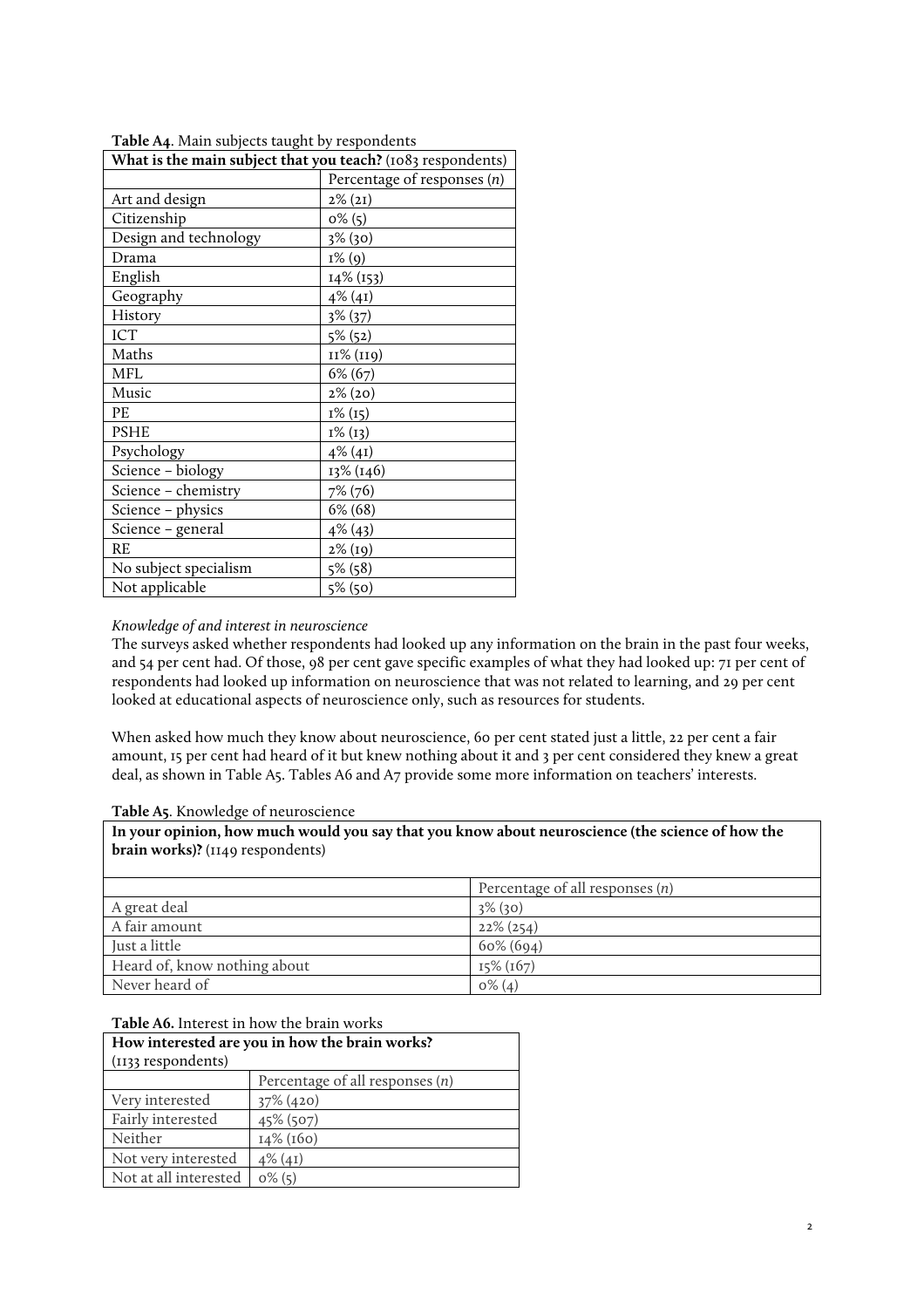**Table A4**. Main subjects taught by respondents

| What is the main subject that you teach? (1083 respondents) | |
|---|---|
| | Percentage of responses (*n*) |
| Art and design | 2% (21) |
| Citizenship | 0% (5) |
| Design and technology | 3% (30) |
| Drama | 1% (9) |
| English | 14% (153) |
| Geography | 4% (41) |
| History | 3% (37) |
| ICT | 5% (52) |
| Maths | 11% (119) |
| MFL | 6% (67) |
| Music | 2% (20) |
| PE | 1% (15) |
| PSHE | 1% (13) |
| Psychology | 4% (41) |
| Science – biology | 13% (146) |
| Science – chemistry | 7% (76) |
| Science – physics | 6% (68) |
| Science – general | 4% (43) |
| RE | 2% (19) |
| No subject specialism | 5% (58) |
| Not applicable | 5% (50) |

*Knowledge of and interest in neuroscience*

The surveys asked whether respondents had looked up any information on the brain in the past four weeks, and 54 per cent had. Of those, 98 per cent gave specific examples of what they had looked up: 71 per cent of respondents had looked up information on neuroscience that was not related to learning, and 29 per cent looked at educational aspects of neuroscience only, such as resources for students.

When asked how much they know about neuroscience, 60 per cent stated just a little, 22 per cent a fair amount, 15 per cent had heard of it but knew nothing about it and 3 per cent considered they knew a great deal, as shown in Table A5. Tables A6 and A7 provide some more information on teachers' interests.

**Table A5**. Knowledge of neuroscience

| In your opinion, how much would you say that you know about neuroscience (the science of how the brain works)? (1149 respondents) | |
|---|---|
| | Percentage of all responses (*n*) |
| A great deal | 3% (30) |
| A fair amount | 22% (254) |
| Just a little | 60% (694) |
| Heard of, know nothing about | 15% (167) |
| Never heard of | 0% (4) |

**Table A6.** Interest in how the brain works

| How interested are you in how the brain works? (1133 respondents) | |
|---|---|
| | Percentage of all responses (*n*) |
| Very interested | 37% (420) |
| Fairly interested | 45% (507) |
| Neither | 14% (160) |
| Not very interested | 4% (41) |
| Not at all interested | 0% (5) |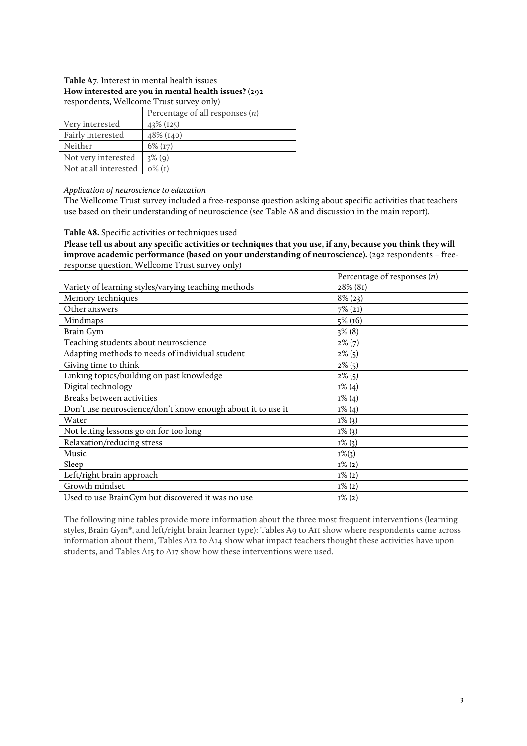**Table A7**. Interest in mental health issues

| **How interested are you in mental health issues?** (292 respondents, Wellcome Trust survey only) | |
|---|---|
| | Percentage of all responses (*n*) |
| Very interested | 43% (125) |
| Fairly interested | 48% (140) |
| Neither | 6% (17) |
| Not very interested | 3% (9) |
| Not at all interested | 0% (1) |

*Application of neuroscience to education*

The Wellcome Trust survey included a free-response question asking about specific activities that teachers use based on their understanding of neuroscience (see Table A8 and discussion in the main report).

**Table A8.** Specific activities or techniques used

| **Please tell us about any specific activities or techniques that you use, if any, because you think they will improve academic performance (based on your understanding of neuroscience).** (292 respondents – free-response question, Wellcome Trust survey only) | |
|---|---|
| | Percentage of responses (*n*) |
| Variety of learning styles/varying teaching methods | 28% (81) |
| Memory techniques | 8% (23) |
| Other answers | 7% (21) |
| Mindmaps | 5% (16) |
| Brain Gym | 3% (8) |
| Teaching students about neuroscience | 2% (7) |
| Adapting methods to needs of individual student | 2% (5) |
| Giving time to think | 2% (5) |
| Linking topics/building on past knowledge | 2% (5) |
| Digital technology | 1% (4) |
| Breaks between activities | 1% (4) |
| Don't use neuroscience/don't know enough about it to use it | 1% (4) |
| Water | 1% (3) |
| Not letting lessons go on for too long | 1% (3) |
| Relaxation/reducing stress | 1% (3) |
| Music | 1%(3) |
| Sleep | 1% (2) |
| Left/right brain approach | 1% (2) |
| Growth mindset | 1% (2) |
| Used to use BrainGym but discovered it was no use | 1% (2) |

The following nine tables provide more information about the three most frequent interventions (learning styles, Brain Gym®, and left/right brain learner type): Tables A9 to A11 show where respondents came across information about them, Tables A12 to A14 show what impact teachers thought these activities have upon students, and Tables A15 to A17 show how these interventions were used.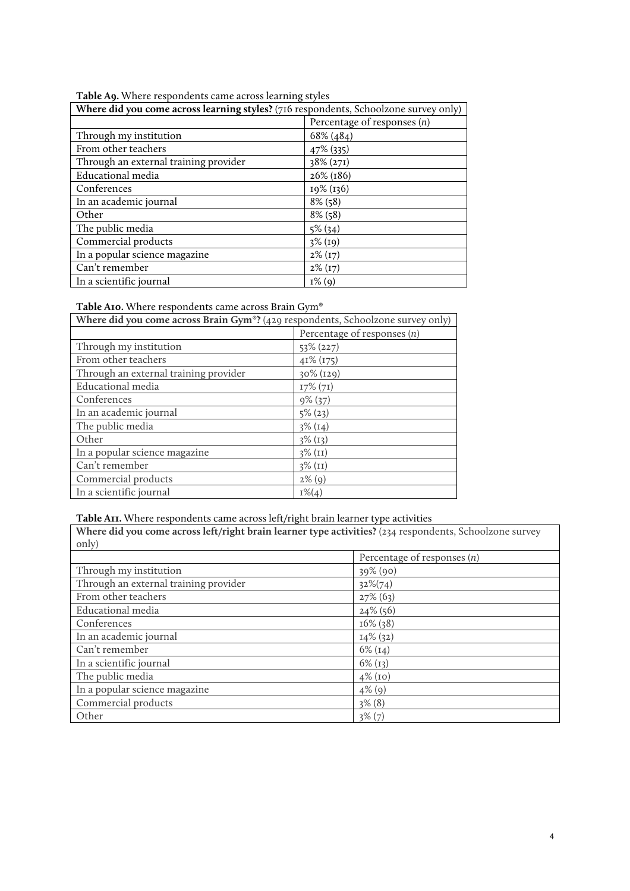**Table A9.** Where respondents came across learning styles

| **Where did you come across learning styles?** (716 respondents, Schoolzone survey only) | |
|---|---|
| | Percentage of responses (*n*) |
| Through my institution | 68% (484) |
| From other teachers | 47% (335) |
| Through an external training provider | 38% (271) |
| Educational media | 26% (186) |
| Conferences | 19% (136) |
| In an academic journal | 8% (58) |
| Other | 8% (58) |
| The public media | 5% (34) |
| Commercial products | 3% (19) |
| In a popular science magazine | 2% (17) |
| Can't remember | 2% (17) |
| In a scientific journal | 1% (9) |

**Table A10.** Where respondents came across Brain Gym®

| **Where did you come across Brain Gym®?** (429 respondents, Schoolzone survey only) | |
|---|---|
| | Percentage of responses (*n*) |
| Through my institution | 53% (227) |
| From other teachers | 41% (175) |
| Through an external training provider | 30% (129) |
| Educational media | 17% (71) |
| Conferences | 9% (37) |
| In an academic journal | 5% (23) |
| The public media | 3% (14) |
| Other | 3% (13) |
| In a popular science magazine | 3% (11) |
| Can't remember | 3% (11) |
| Commercial products | 2% (9) |
| In a scientific journal | 1%(4) |

**Table A11.** Where respondents came across left/right brain learner type activities

| **Where did you come across left/right brain learner type activities?** (234 respondents, Schoolzone survey only) | |
|---|---|
| | Percentage of responses (*n*) |
| Through my institution | 39% (90) |
| Through an external training provider | 32%(74) |
| From other teachers | 27% (63) |
| Educational media | 24% (56) |
| Conferences | 16% (38) |
| In an academic journal | 14% (32) |
| Can't remember | 6% (14) |
| In a scientific journal | 6% (13) |
| The public media | 4% (10) |
| In a popular science magazine | 4% (9) |
| Commercial products | 3% (8) |
| Other | 3% (7) |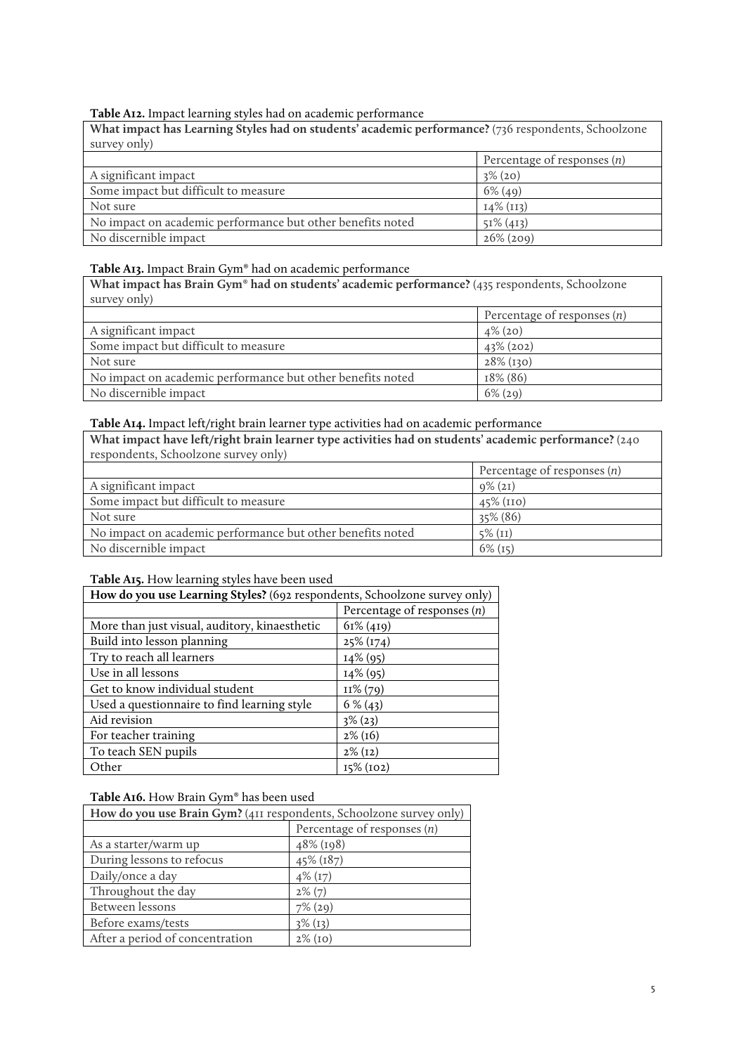**Table A12.** Impact learning styles had on academic performance

| **What impact has Learning Styles had on students' academic performance?** (736 respondents, Schoolzone survey only) | |
|---|---|
| | Percentage of responses (*n*) |
| A significant impact | 3% (20) |
| Some impact but difficult to measure | 6% (49) |
| Not sure | 14% (113) |
| No impact on academic performance but other benefits noted | 51% (413) |
| No discernible impact | 26% (209) |

**Table A13.** Impact Brain Gym® had on academic performance

| **What impact has Brain Gym® had on students' academic performance?** (435 respondents, Schoolzone survey only) | |
|---|---|
| | Percentage of responses (*n*) |
| A significant impact | 4% (20) |
| Some impact but difficult to measure | 43% (202) |
| Not sure | 28% (130) |
| No impact on academic performance but other benefits noted | 18% (86) |
| No discernible impact | 6% (29) |

**Table A14.** Impact left/right brain learner type activities had on academic performance

| **What impact have left/right brain learner type activities had on students' academic performance?** (240 respondents, Schoolzone survey only) | |
|---|---|
| | Percentage of responses (*n*) |
| A significant impact | 9% (21) |
| Some impact but difficult to measure | 45% (110) |
| Not sure | 35% (86) |
| No impact on academic performance but other benefits noted | 5% (11) |
| No discernible impact | 6% (15) |

**Table A15.** How learning styles have been used

| **How do you use Learning Styles?** (692 respondents, Schoolzone survey only) | |
|---|---|
| | Percentage of responses (*n*) |
| More than just visual, auditory, kinaesthetic | 61% (419) |
| Build into lesson planning | 25% (174) |
| Try to reach all learners | 14% (95) |
| Use in all lessons | 14% (95) |
| Get to know individual student | 11% (79) |
| Used a questionnaire to find learning style | 6 % (43) |
| Aid revision | 3% (23) |
| For teacher training | 2% (16) |
| To teach SEN pupils | 2% (12) |
| Other | 15% (102) |

**Table A16.** How Brain Gym® has been used

| **How do you use Brain Gym?** (411 respondents, Schoolzone survey only) | |
|---|---|
| | Percentage of responses (*n*) |
| As a starter/warm up | 48% (198) |
| During lessons to refocus | 45% (187) |
| Daily/once a day | 4% (17) |
| Throughout the day | 2% (7) |
| Between lessons | 7% (29) |
| Before exams/tests | 3% (13) |
| After a period of concentration | 2% (10) |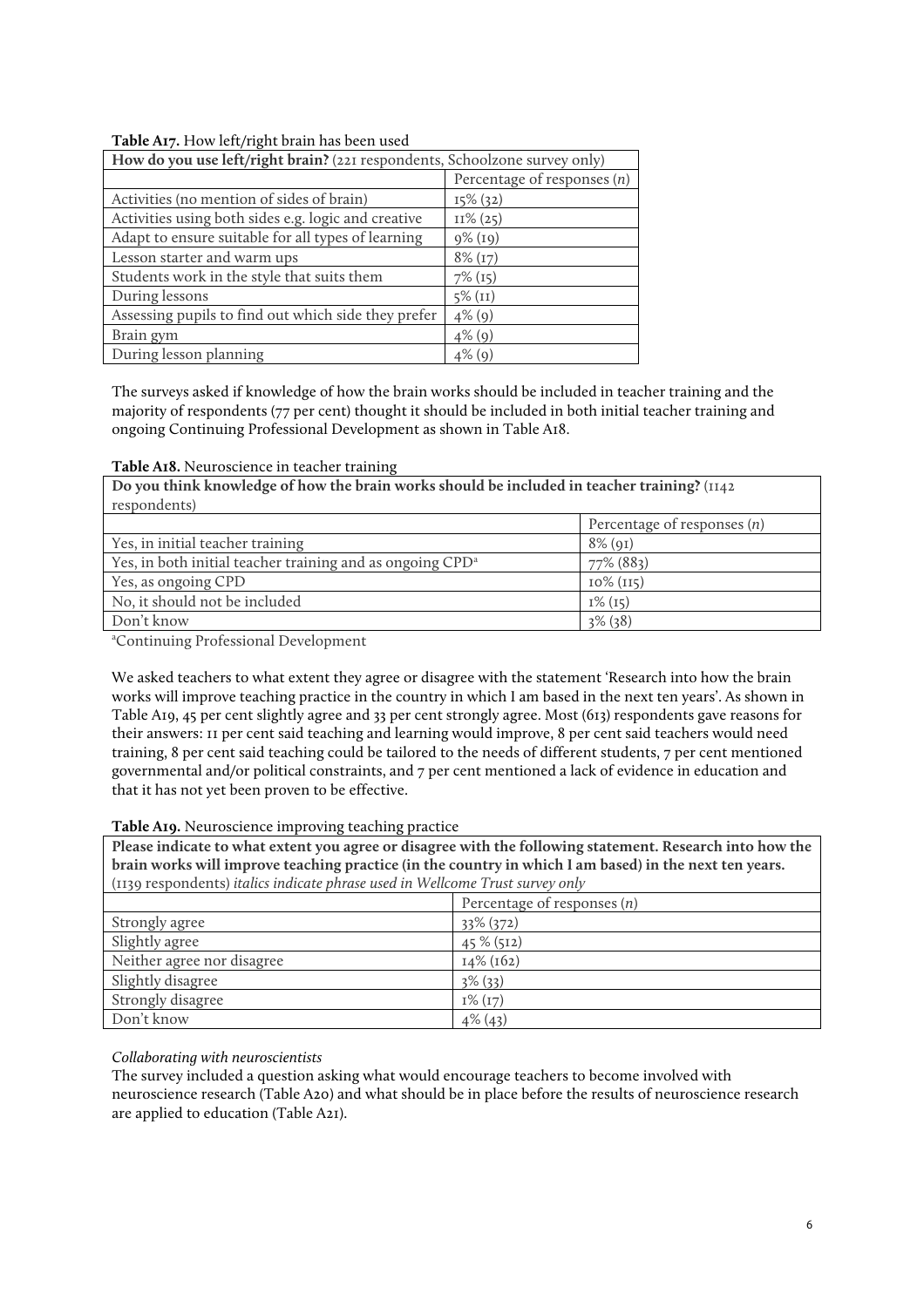**Table A17.** How left/right brain has been used

| **How do you use left/right brain?** (221 respondents, Schoolzone survey only) | |
|---|---|
| | Percentage of responses (*n*) |
| Activities (no mention of sides of brain) | 15% (32) |
| Activities using both sides e.g. logic and creative | 11% (25) |
| Adapt to ensure suitable for all types of learning | 9% (19) |
| Lesson starter and warm ups | 8% (17) |
| Students work in the style that suits them | 7% (15) |
| During lessons | 5% (11) |
| Assessing pupils to find out which side they prefer | 4% (9) |
| Brain gym | 4% (9) |
| During lesson planning | 4% (9) |

The surveys asked if knowledge of how the brain works should be included in teacher training and the majority of respondents (77 per cent) thought it should be included in both initial teacher training and ongoing Continuing Professional Development as shown in Table A18.

**Table A18.** Neuroscience in teacher training

| **Do you think knowledge of how the brain works should be included in teacher training?** (1142 respondents) | |
|---|---|
| | Percentage of responses (*n*) |
| Yes, in initial teacher training | 8% (91) |
| Yes, in both initial teacher training and as ongoing CPD[a] | 77% (883) |
| Yes, as ongoing CPD | 10% (115) |
| No, it should not be included | 1% (15) |
| Don't know | 3% (38) |

[a]Continuing Professional Development

We asked teachers to what extent they agree or disagree with the statement 'Research into how the brain works will improve teaching practice in the country in which I am based in the next ten years'. As shown in Table A19, 45 per cent slightly agree and 33 per cent strongly agree. Most (613) respondents gave reasons for their answers: 11 per cent said teaching and learning would improve, 8 per cent said teachers would need training, 8 per cent said teaching could be tailored to the needs of different students, 7 per cent mentioned governmental and/or political constraints, and 7 per cent mentioned a lack of evidence in education and that it has not yet been proven to be effective.

**Table A19.** Neuroscience improving teaching practice

| **Please indicate to what extent you agree or disagree with the following statement. Research into how the brain works will improve teaching practice (in the country in which I am based) in the next ten years.** (1139 respondents) *italics indicate phrase used in Wellcome Trust survey only* | |
|---|---|
| | Percentage of responses (*n*) |
| Strongly agree | 33% (372) |
| Slightly agree | 45 % (512) |
| Neither agree nor disagree | 14% (162) |
| Slightly disagree | 3% (33) |
| Strongly disagree | 1% (17) |
| Don't know | 4% (43) |

*Collaborating with neuroscientists*

The survey included a question asking what would encourage teachers to become involved with neuroscience research (Table A20) and what should be in place before the results of neuroscience research are applied to education (Table A21).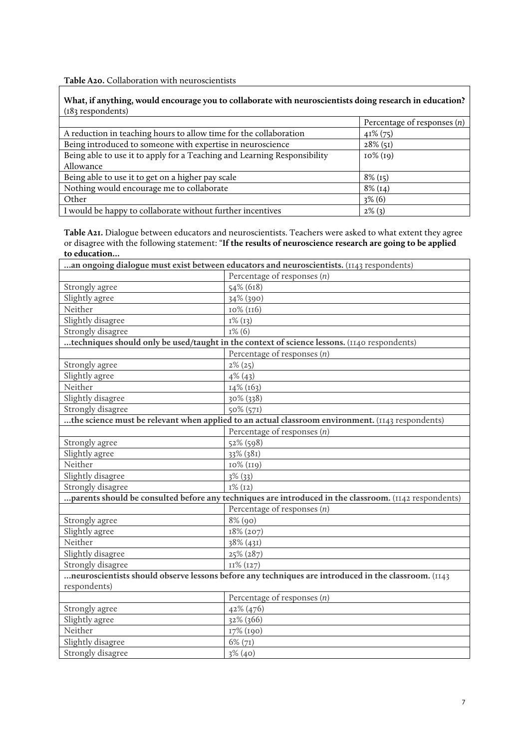**Table A20.** Collaboration with neuroscientists

| **What, if anything, would encourage you to collaborate with neuroscientists doing research in education?** (183 respondents) | |
|---|---|
| | Percentage of responses (*n*) |
| A reduction in teaching hours to allow time for the collaboration | 41% (75) |
| Being introduced to someone with expertise in neuroscience | 28% (51) |
| Being able to use it to apply for a Teaching and Learning Responsibility Allowance | 10% (19) |
| Being able to use it to get on a higher pay scale | 8% (15) |
| Nothing would encourage me to collaborate | 8% (14) |
| Other | 3% (6) |
| I would be happy to collaborate without further incentives | 2% (3) |

**Table A21.** Dialogue between educators and neuroscientists. Teachers were asked to what extent they agree or disagree with the following statement: "**If the results of neuroscience research are going to be applied to education…**

| **…an ongoing dialogue must exist between educators and neuroscientists.** (1143 respondents) | |
|---|---|
| | Percentage of responses (*n*) |
| Strongly agree | 54% (618) |
| Slightly agree | 34% (390) |
| Neither | 10% (116) |
| Slightly disagree | 1% (13) |
| Strongly disagree | 1% (6) |
| **…techniques should only be used/taught in the context of science lessons.** (1140 respondents) | |
| | Percentage of responses (*n*) |
| Strongly agree | 2% (25) |
| Slightly agree | 4% (43) |
| Neither | 14% (163) |
| Slightly disagree | 30% (338) |
| Strongly disagree | 50% (571) |
| **…the science must be relevant when applied to an actual classroom environment.** (1143 respondents) | |
| | Percentage of responses (*n*) |
| Strongly agree | 52% (598) |
| Slightly agree | 33% (381) |
| Neither | 10% (119) |
| Slightly disagree | 3% (33) |
| Strongly disagree | 1% (12) |
| **…parents should be consulted before any techniques are introduced in the classroom.** (1142 respondents) | |
| | Percentage of responses (*n*) |
| Strongly agree | 8% (90) |
| Slightly agree | 18% (207) |
| Neither | 38% (431) |
| Slightly disagree | 25% (287) |
| Strongly disagree | 11% (127) |
| **…neuroscientists should observe lessons before any techniques are introduced in the classroom.** (1143 respondents) | |
| | Percentage of responses (*n*) |
| Strongly agree | 42% (476) |
| Slightly agree | 32% (366) |
| Neither | 17% (190) |
| Slightly disagree | 6% (71) |
| Strongly disagree | 3% (40) |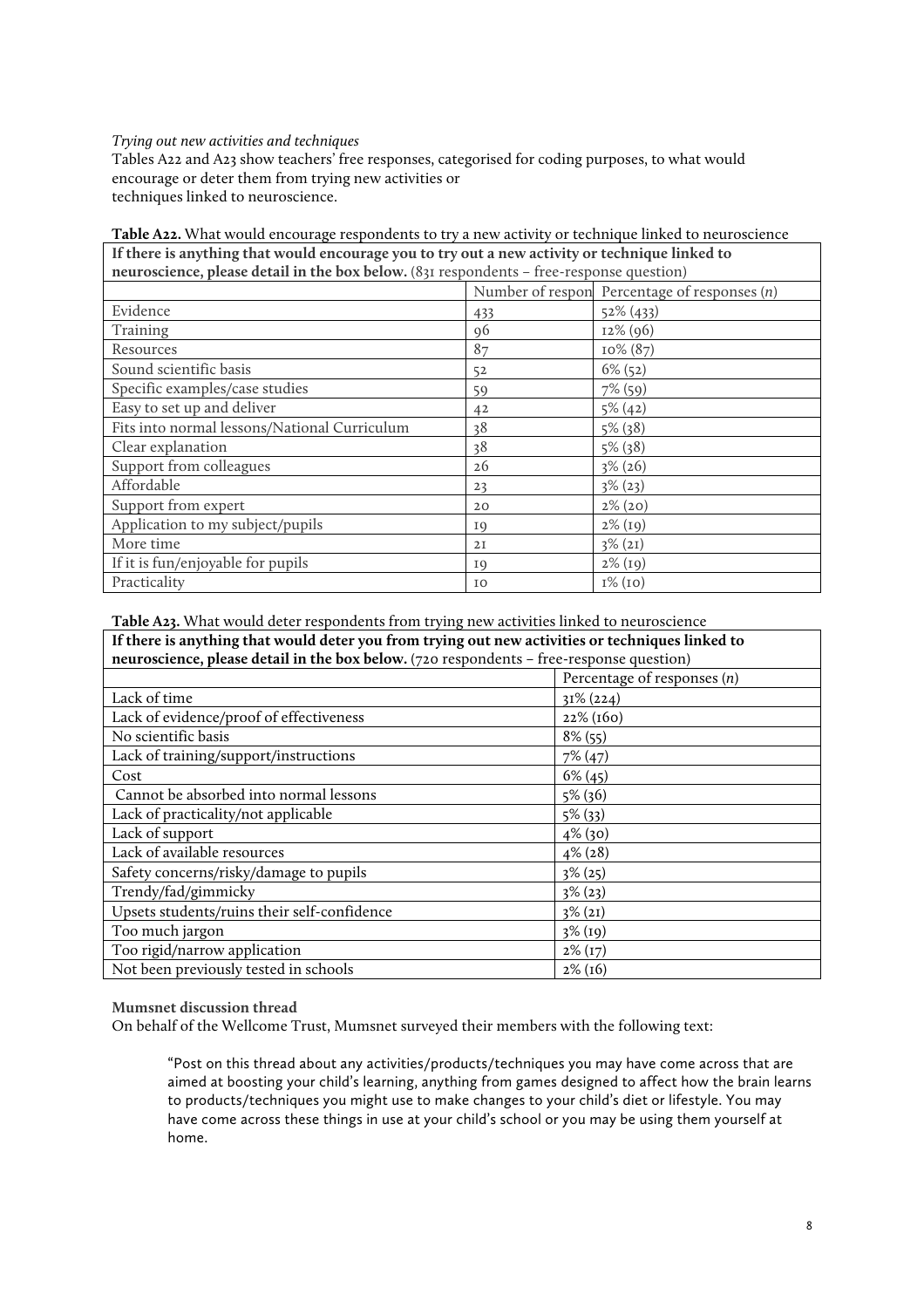*Trying out new activities and techniques*

Tables A22 and A23 show teachers' free responses, categorised for coding purposes, to what would encourage or deter them from trying new activities or techniques linked to neuroscience.

**Table A22.** What would encourage respondents to try a new activity or technique linked to neuroscience

| **If there is anything that would encourage you to try out a new activity or technique linked to neuroscience, please detail in the box below.** (831 respondents – free-response question) | | |
|---|---|---|
| | Number of respon | Percentage of responses (*n*) |
| Evidence | 433 | 52% (433) |
| Training | 96 | 12% (96) |
| Resources | 87 | 10% (87) |
| Sound scientific basis | 52 | 6% (52) |
| Specific examples/case studies | 59 | 7% (59) |
| Easy to set up and deliver | 42 | 5% (42) |
| Fits into normal lessons/National Curriculum | 38 | 5% (38) |
| Clear explanation | 38 | 5% (38) |
| Support from colleagues | 26 | 3% (26) |
| Affordable | 23 | 3% (23) |
| Support from expert | 20 | 2% (20) |
| Application to my subject/pupils | 19 | 2% (19) |
| More time | 21 | 3% (21) |
| If it is fun/enjoyable for pupils | 19 | 2% (19) |
| Practicality | 10 | 1% (10) |

**Table A23.** What would deter respondents from trying new activities linked to neuroscience

| **If there is anything that would deter you from trying out new activities or techniques linked to neuroscience, please detail in the box below.** (720 respondents – free-response question) | |
|---|---|
| | Percentage of responses (*n*) |
| Lack of time | 31% (224) |
| Lack of evidence/proof of effectiveness | 22% (160) |
| No scientific basis | 8% (55) |
| Lack of training/support/instructions | 7% (47) |
| Cost | 6% (45) |
| Cannot be absorbed into normal lessons | 5% (36) |
| Lack of practicality/not applicable | 5% (33) |
| Lack of support | 4% (30) |
| Lack of available resources | 4% (28) |
| Safety concerns/risky/damage to pupils | 3% (25) |
| Trendy/fad/gimmicky | 3% (23) |
| Upsets students/ruins their self-confidence | 3% (21) |
| Too much jargon | 3% (19) |
| Too rigid/narrow application | 2% (17) |
| Not been previously tested in schools | 2% (16) |

**Mumsnet discussion thread**

On behalf of the Wellcome Trust, Mumsnet surveyed their members with the following text:

> "Post on this thread about any activities/products/techniques you may have come across that are aimed at boosting your child's learning, anything from games designed to affect how the brain learns to products/techniques you might use to make changes to your child's diet or lifestyle. You may have come across these things in use at your child's school or you may be using them yourself at home.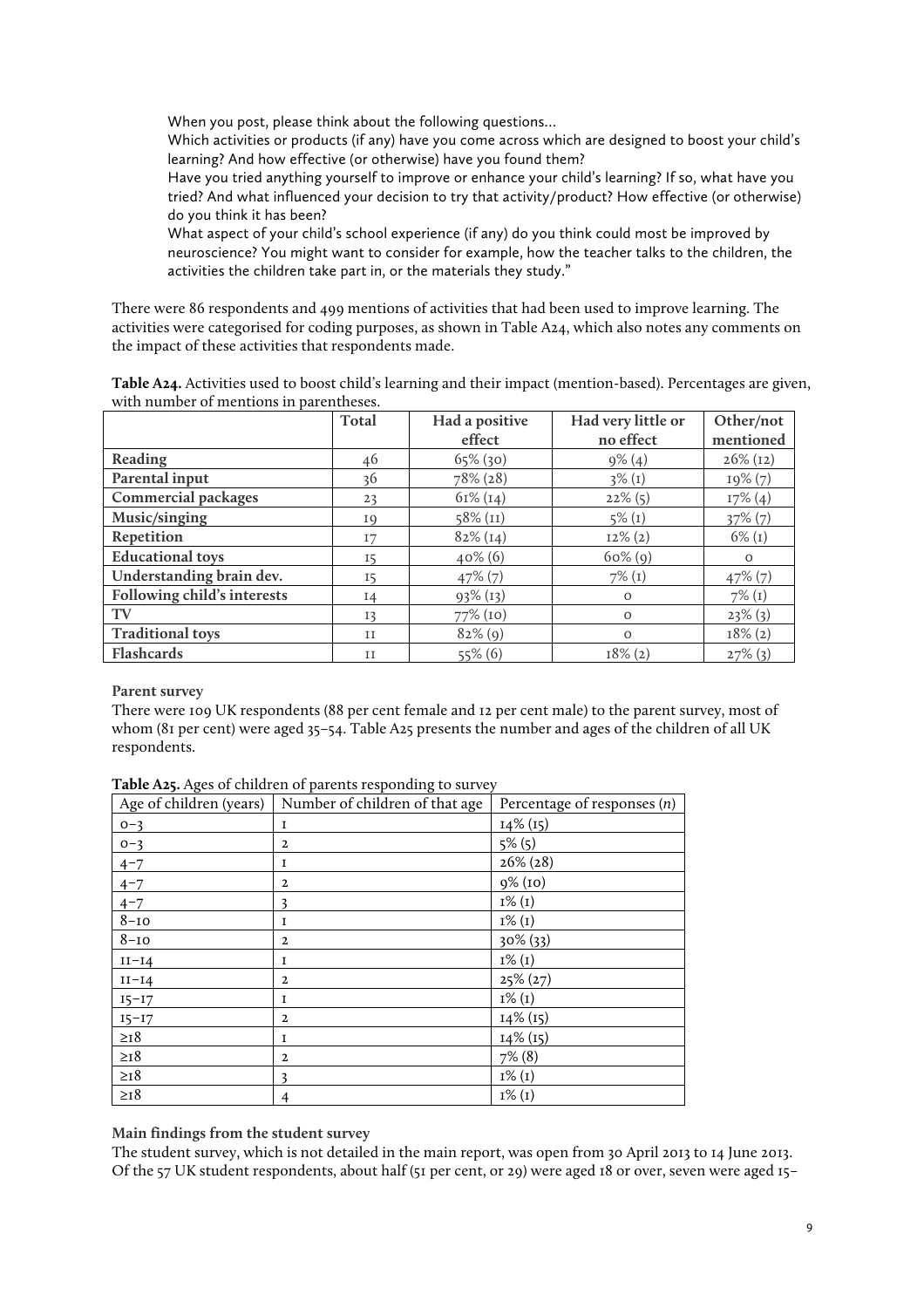When you post, please think about the following questions…

Which activities or products (if any) have you come across which are designed to boost your child's learning? And how effective (or otherwise) have you found them?

Have you tried anything yourself to improve or enhance your child's learning? If so, what have you tried? And what influenced your decision to try that activity/product? How effective (or otherwise) do you think it has been?

What aspect of your child's school experience (if any) do you think could most be improved by neuroscience? You might want to consider for example, how the teacher talks to the children, the activities the children take part in, or the materials they study."

There were 86 respondents and 499 mentions of activities that had been used to improve learning. The activities were categorised for coding purposes, as shown in Table A24, which also notes any comments on the impact of these activities that respondents made.

**Table A24.** Activities used to boost child's learning and their impact (mention-based). Percentages are given, with number of mentions in parentheses.

| | Total | Had a positive effect | Had very little or no effect | Other/not mentioned |
|---|---|---|---|---|
| **Reading** | 46 | 65% (30) | 9% (4) | 26% (12) |
| **Parental input** | 36 | 78% (28) | 3% (1) | 19% (7) |
| **Commercial packages** | 23 | 61% (14) | 22% (5) | 17% (4) |
| **Music/singing** | 19 | 58% (11) | 5% (1) | 37% (7) |
| **Repetition** | 17 | 82% (14) | 12% (2) | 6% (1) |
| **Educational toys** | 15 | 40% (6) | 60% (9) | 0 |
| **Understanding brain dev.** | 15 | 47% (7) | 7% (1) | 47% (7) |
| **Following child's interests** | 14 | 93% (13) | 0 | 7% (1) |
| **TV** | 13 | 77% (10) | 0 | 23% (3) |
| **Traditional toys** | 11 | 82% (9) | 0 | 18% (2) |
| **Flashcards** | 11 | 55% (6) | 18% (2) | 27% (3) |

**Parent survey**

There were 109 UK respondents (88 per cent female and 12 per cent male) to the parent survey, most of whom (81 per cent) were aged 35–54. Table A25 presents the number and ages of the children of all UK respondents.

**Table A25.** Ages of children of parents responding to survey

| Age of children (years) | Number of children of that age | Percentage of responses (*n*) |
|---|---|---|
| 0–3 | 1 | 14% (15) |
| 0–3 | 2 | 5% (5) |
| 4–7 | 1 | 26% (28) |
| 4–7 | 2 | 9% (10) |
| 4–7 | 3 | 1% (1) |
| 8–10 | 1 | 1% (1) |
| 8–10 | 2 | 30% (33) |
| 11–14 | 1 | 1% (1) |
| 11–14 | 2 | 25% (27) |
| 15–17 | 1 | 1% (1) |
| 15–17 | 2 | 14% (15) |
| ≥18 | 1 | 14% (15) |
| ≥18 | 2 | 7% (8) |
| ≥18 | 3 | 1% (1) |
| ≥18 | 4 | 1% (1) |

**Main findings from the student survey**

The student survey, which is not detailed in the main report, was open from 30 April 2013 to 14 June 2013. Of the 57 UK student respondents, about half (51 per cent, or 29) were aged 18 or over, seven were aged 15–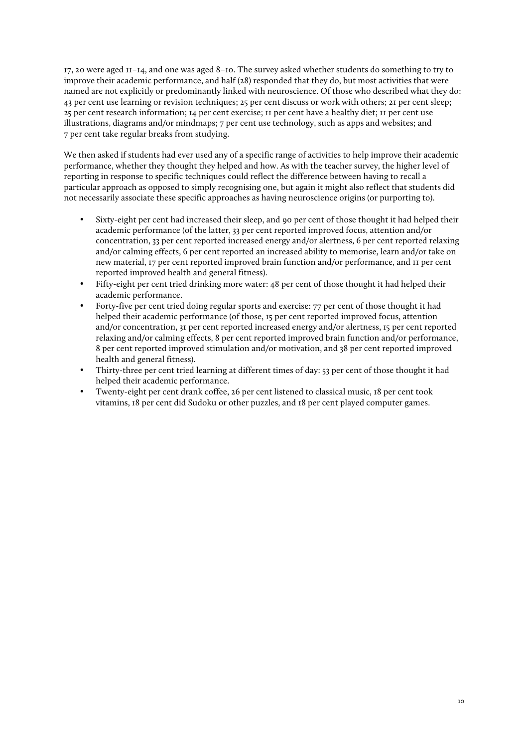17, 20 were aged 11–14, and one was aged 8–10. The survey asked whether students do something to try to improve their academic performance, and half (28) responded that they do, but most activities that were named are not explicitly or predominantly linked with neuroscience. Of those who described what they do: 43 per cent use learning or revision techniques; 25 per cent discuss or work with others; 21 per cent sleep; 25 per cent research information; 14 per cent exercise; 11 per cent have a healthy diet; 11 per cent use illustrations, diagrams and/or mindmaps; 7 per cent use technology, such as apps and websites; and 7 per cent take regular breaks from studying.

We then asked if students had ever used any of a specific range of activities to help improve their academic performance, whether they thought they helped and how. As with the teacher survey, the higher level of reporting in response to specific techniques could reflect the difference between having to recall a particular approach as opposed to simply recognising one, but again it might also reflect that students did not necessarily associate these specific approaches as having neuroscience origins (or purporting to).

- Sixty-eight per cent had increased their sleep, and 90 per cent of those thought it had helped their academic performance (of the latter, 33 per cent reported improved focus, attention and/or concentration, 33 per cent reported increased energy and/or alertness, 6 per cent reported relaxing and/or calming effects, 6 per cent reported an increased ability to memorise, learn and/or take on new material, 17 per cent reported improved brain function and/or performance, and 11 per cent reported improved health and general fitness).
- Fifty-eight per cent tried drinking more water: 48 per cent of those thought it had helped their academic performance.
- Forty-five per cent tried doing regular sports and exercise: 77 per cent of those thought it had helped their academic performance (of those, 15 per cent reported improved focus, attention and/or concentration, 31 per cent reported increased energy and/or alertness, 15 per cent reported relaxing and/or calming effects, 8 per cent reported improved brain function and/or performance, 8 per cent reported improved stimulation and/or motivation, and 38 per cent reported improved health and general fitness).
- Thirty-three per cent tried learning at different times of day: 53 per cent of those thought it had helped their academic performance.
- Twenty-eight per cent drank coffee, 26 per cent listened to classical music, 18 per cent took vitamins, 18 per cent did Sudoku or other puzzles, and 18 per cent played computer games.